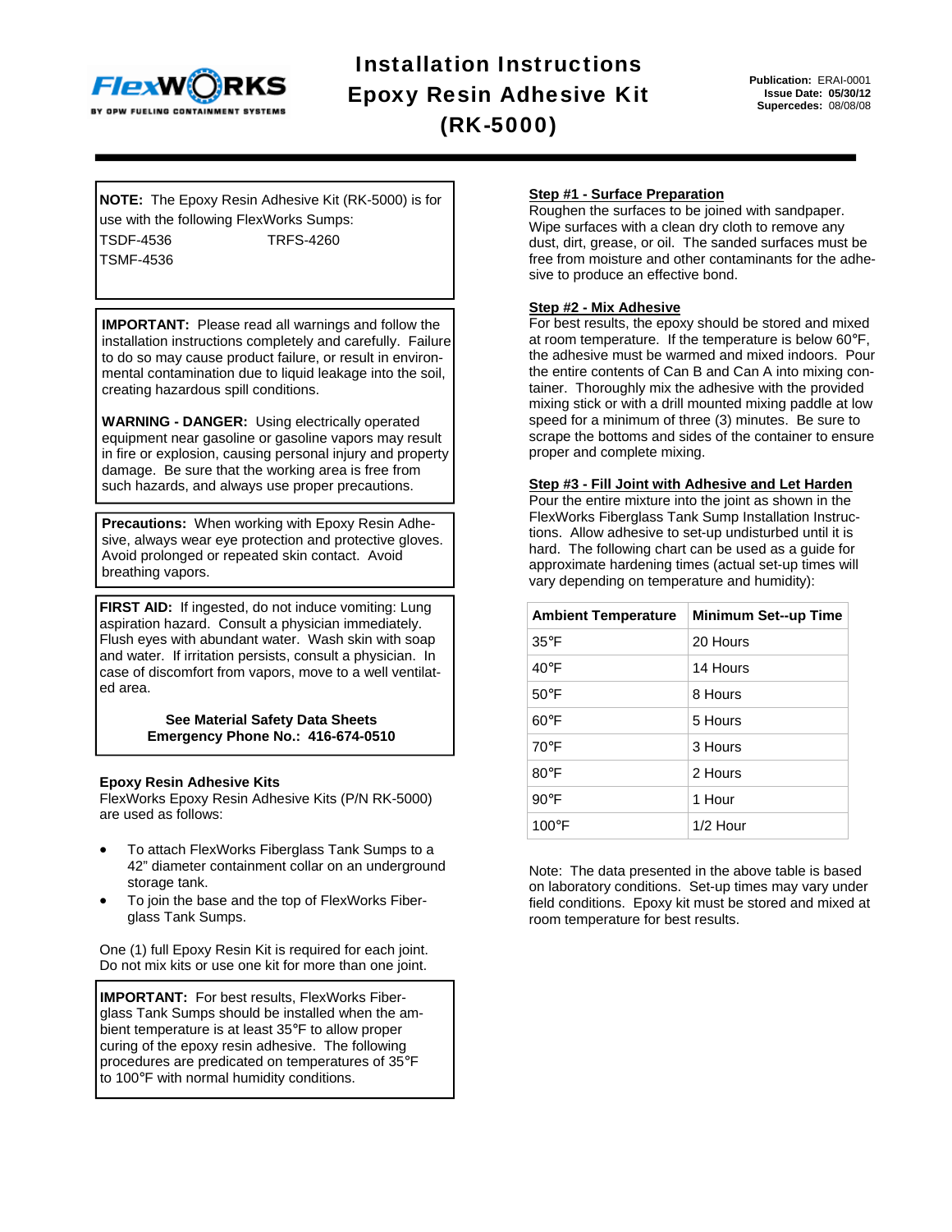FlexWORKS
BY OPW FUELING CONTAINMENT SYSTEMS

# Installation Instructions Epoxy Resin Adhesive Kit (RK-5000)

**Publication:** ERAI-0001
**Issue Date: 05/30/12**
**Supercedes:** 08/08/08

**NOTE:** The Epoxy Resin Adhesive Kit (RK-5000) is for use with the following FlexWorks Sumps:

TSDF-4536 TRFS-4260
TSMF-4536

**IMPORTANT:** Please read all warnings and follow the installation instructions completely and carefully. Failure to do so may cause product failure, or result in environmental contamination due to liquid leakage into the soil, creating hazardous spill conditions.

**WARNING - DANGER:** Using electrically operated equipment near gasoline or gasoline vapors may result in fire or explosion, causing personal injury and property damage. Be sure that the working area is free from such hazards, and always use proper precautions.

**Precautions:** When working with Epoxy Resin Adhesive, always wear eye protection and protective gloves. Avoid prolonged or repeated skin contact. Avoid breathing vapors.

**FIRST AID:** If ingested, do not induce vomiting: Lung aspiration hazard. Consult a physician immediately. Flush eyes with abundant water. Wash skin with soap and water. If irritation persists, consult a physician. In case of discomfort from vapors, move to a well ventilated area.

**See Material Safety Data Sheets**
**Emergency Phone No.: 416-674-0510**

### Epoxy Resin Adhesive Kits

FlexWorks Epoxy Resin Adhesive Kits (P/N RK-5000) are used as follows:

- To attach FlexWorks Fiberglass Tank Sumps to a 42" diameter containment collar on an underground storage tank.
- To join the base and the top of FlexWorks Fiberglass Tank Sumps.

One (1) full Epoxy Resin Kit is required for each joint. Do not mix kits or use one kit for more than one joint.

**IMPORTANT:** For best results, FlexWorks Fiberglass Tank Sumps should be installed when the ambient temperature is at least 35°F to allow proper curing of the epoxy resin adhesive. The following procedures are predicated on temperatures of 35°F to 100°F with normal humidity conditions.

### Step #1 - Surface Preparation

Roughen the surfaces to be joined with sandpaper. Wipe surfaces with a clean dry cloth to remove any dust, dirt, grease, or oil. The sanded surfaces must be free from moisture and other contaminants for the adhesive to produce an effective bond.

### Step #2 - Mix Adhesive

For best results, the epoxy should be stored and mixed at room temperature. If the temperature is below 60°F, the adhesive must be warmed and mixed indoors. Pour the entire contents of Can B and Can A into mixing container. Thoroughly mix the adhesive with the provided mixing stick or with a drill mounted mixing paddle at low speed for a minimum of three (3) minutes. Be sure to scrape the bottoms and sides of the container to ensure proper and complete mixing.

### Step #3 - Fill Joint with Adhesive and Let Harden

Pour the entire mixture into the joint as shown in the FlexWorks Fiberglass Tank Sump Installation Instructions. Allow adhesive to set-up undisturbed until it is hard. The following chart can be used as a guide for approximate hardening times (actual set-up times will vary depending on temperature and humidity):

| Ambient Temperature | Minimum Set--up Time |
|---|---|
| 35°F | 20 Hours |
| 40°F | 14 Hours |
| 50°F | 8 Hours |
| 60°F | 5 Hours |
| 70°F | 3 Hours |
| 80°F | 2 Hours |
| 90°F | 1 Hour |
| 100°F | 1/2 Hour |

Note: The data presented in the above table is based on laboratory conditions. Set-up times may vary under field conditions. Epoxy kit must be stored and mixed at room temperature for best results.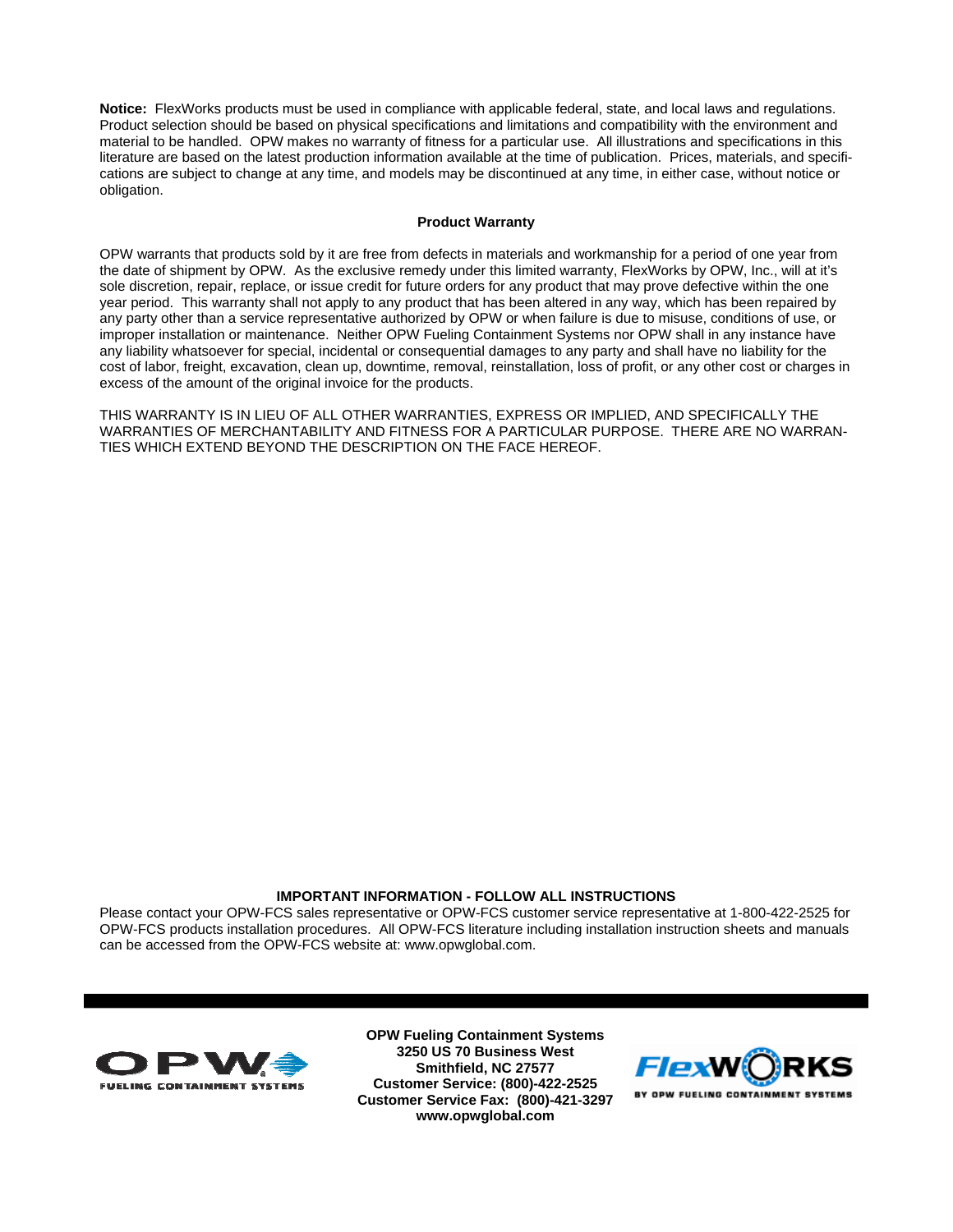**Notice:** FlexWorks products must be used in compliance with applicable federal, state, and local laws and regulations. Product selection should be based on physical specifications and limitations and compatibility with the environment and material to be handled. OPW makes no warranty of fitness for a particular use. All illustrations and specifications in this literature are based on the latest production information available at the time of publication. Prices, materials, and specifications are subject to change at any time, and models may be discontinued at any time, in either case, without notice or obligation.

**Product Warranty**

OPW warrants that products sold by it are free from defects in materials and workmanship for a period of one year from the date of shipment by OPW. As the exclusive remedy under this limited warranty, FlexWorks by OPW, Inc., will at it's sole discretion, repair, replace, or issue credit for future orders for any product that may prove defective within the one year period. This warranty shall not apply to any product that has been altered in any way, which has been repaired by any party other than a service representative authorized by OPW or when failure is due to misuse, conditions of use, or improper installation or maintenance. Neither OPW Fueling Containment Systems nor OPW shall in any instance have any liability whatsoever for special, incidental or consequential damages to any party and shall have no liability for the cost of labor, freight, excavation, clean up, downtime, removal, reinstallation, loss of profit, or any other cost or charges in excess of the amount of the original invoice for the products.

THIS WARRANTY IS IN LIEU OF ALL OTHER WARRANTIES, EXPRESS OR IMPLIED, AND SPECIFICALLY THE WARRANTIES OF MERCHANTABILITY AND FITNESS FOR A PARTICULAR PURPOSE. THERE ARE NO WARRANTIES WHICH EXTEND BEYOND THE DESCRIPTION ON THE FACE HEREOF.

**IMPORTANT INFORMATION - FOLLOW ALL INSTRUCTIONS**

Please contact your OPW-FCS sales representative or OPW-FCS customer service representative at 1-800-422-2525 for OPW-FCS products installation procedures. All OPW-FCS literature including installation instruction sheets and manuals can be accessed from the OPW-FCS website at: www.opwglobal.com.

OPW FUELING CONTAINMENT SYSTEMS

**OPW Fueling Containment Systems**
**3250 US 70 Business West**
**Smithfield, NC 27577**
**Customer Service: (800)-422-2525**
**Customer Service Fax: (800)-421-3297**
**www.opwglobal.com**

FlexWORKS
BY OPW FUELING CONTAINMENT SYSTEMS